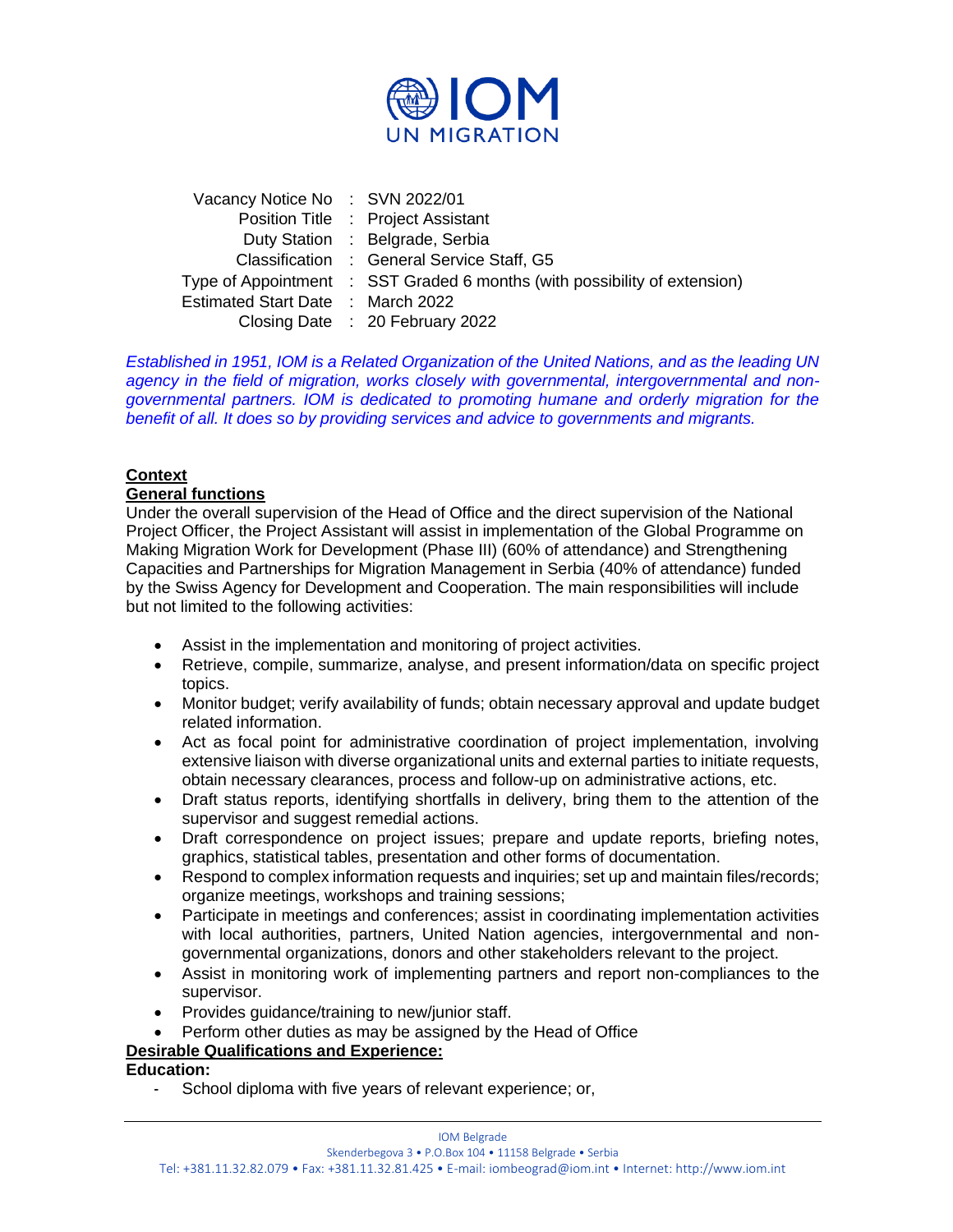IOM
UN MIGRATION

| Vacancy Notice No | : | SVN 2022/01 |
|---|---|---|
| Position Title | : | Project Assistant |
| Duty Station | : | Belgrade, Serbia |
| Classification | : | General Service Staff, G5 |
| Type of Appointment | : | SST Graded 6 months (with possibility of extension) |
| Estimated Start Date | : | March 2022 |
| Closing Date | : | 20 February 2022 |

*Established in 1951, IOM is a Related Organization of the United Nations, and as the leading UN agency in the field of migration, works closely with governmental, intergovernmental and non-governmental partners. IOM is dedicated to promoting humane and orderly migration for the benefit of all. It does so by providing services and advice to governments and migrants.*

**Context**

**General functions**

Under the overall supervision of the Head of Office and the direct supervision of the National Project Officer, the Project Assistant will assist in implementation of the Global Programme on Making Migration Work for Development (Phase III) (60% of attendance) and Strengthening Capacities and Partnerships for Migration Management in Serbia (40% of attendance) funded by the Swiss Agency for Development and Cooperation. The main responsibilities will include but not limited to the following activities:

- Assist in the implementation and monitoring of project activities.
- Retrieve, compile, summarize, analyse, and present information/data on specific project topics.
- Monitor budget; verify availability of funds; obtain necessary approval and update budget related information.
- Act as focal point for administrative coordination of project implementation, involving extensive liaison with diverse organizational units and external parties to initiate requests, obtain necessary clearances, process and follow-up on administrative actions, etc.
- Draft status reports, identifying shortfalls in delivery, bring them to the attention of the supervisor and suggest remedial actions.
- Draft correspondence on project issues; prepare and update reports, briefing notes, graphics, statistical tables, presentation and other forms of documentation.
- Respond to complex information requests and inquiries; set up and maintain files/records; organize meetings, workshops and training sessions;
- Participate in meetings and conferences; assist in coordinating implementation activities with local authorities, partners, United Nation agencies, intergovernmental and non-governmental organizations, donors and other stakeholders relevant to the project.
- Assist in monitoring work of implementing partners and report non-compliances to the supervisor.
- Provides guidance/training to new/junior staff.
- Perform other duties as may be assigned by the Head of Office

**Desirable Qualifications and Experience:**

**Education:**

- School diploma with five years of relevant experience; or,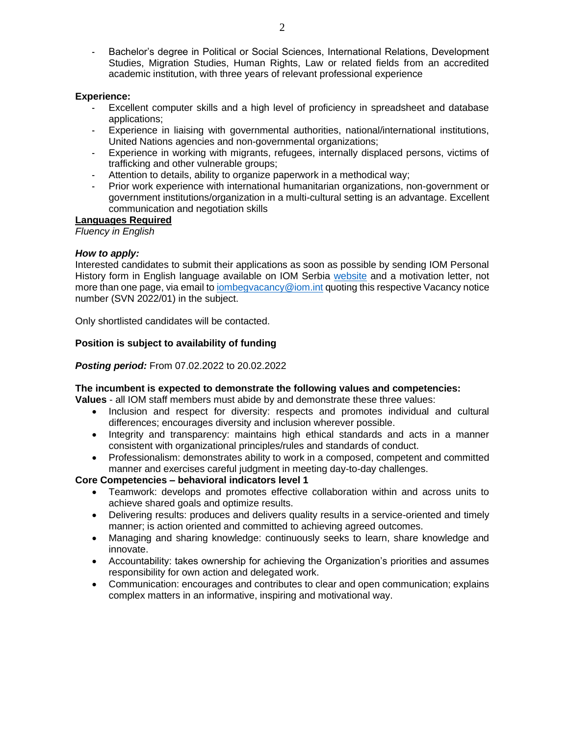- Bachelor's degree in Political or Social Sciences, International Relations, Development Studies, Migration Studies, Human Rights, Law or related fields from an accredited academic institution, with three years of relevant professional experience

**Experience:**

- Excellent computer skills and a high level of proficiency in spreadsheet and database applications;
- Experience in liaising with governmental authorities, national/international institutions, United Nations agencies and non-governmental organizations;
- Experience in working with migrants, refugees, internally displaced persons, victims of trafficking and other vulnerable groups;
- Attention to details, ability to organize paperwork in a methodical way;
- Prior work experience with international humanitarian organizations, non-government or government institutions/organization in a multi-cultural setting is an advantage. Excellent communication and negotiation skills

**Languages Required**

*Fluency in English*

***How to apply:***

Interested candidates to submit their applications as soon as possible by sending IOM Personal History form in English language available on IOM Serbia website and a motivation letter, not more than one page, via email to iombegvacancy@iom.int quoting this respective Vacancy notice number (SVN 2022/01) in the subject.

Only shortlisted candidates will be contacted.

**Position is subject to availability of funding**

***Posting period:*** From 07.02.2022 to 20.02.2022

**The incumbent is expected to demonstrate the following values and competencies:**

**Values** - all IOM staff members must abide by and demonstrate these three values:

- Inclusion and respect for diversity: respects and promotes individual and cultural differences; encourages diversity and inclusion wherever possible.
- Integrity and transparency: maintains high ethical standards and acts in a manner consistent with organizational principles/rules and standards of conduct.
- Professionalism: demonstrates ability to work in a composed, competent and committed manner and exercises careful judgment in meeting day-to-day challenges.

**Core Competencies – behavioral indicators level 1**

- Teamwork: develops and promotes effective collaboration within and across units to achieve shared goals and optimize results.
- Delivering results: produces and delivers quality results in a service-oriented and timely manner; is action oriented and committed to achieving agreed outcomes.
- Managing and sharing knowledge: continuously seeks to learn, share knowledge and innovate.
- Accountability: takes ownership for achieving the Organization's priorities and assumes responsibility for own action and delegated work.
- Communication: encourages and contributes to clear and open communication; explains complex matters in an informative, inspiring and motivational way.